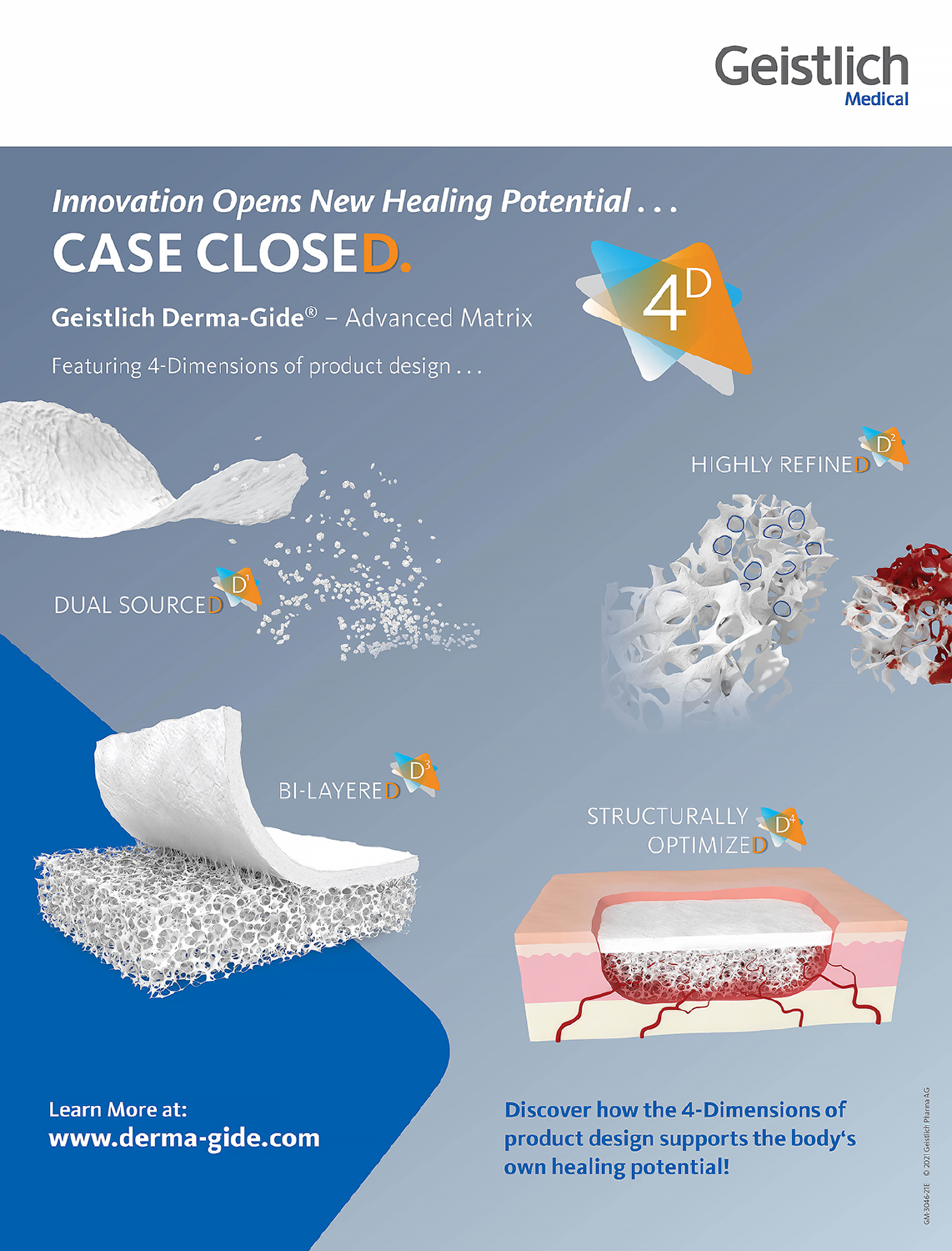Geistlich
Medical

*Innovation Opens New Healing Potential . . .*

# CASE CLOSED.

**Geistlich Derma-Gide®** – Advanced Matrix

Featuring 4-Dimensions of product design . . .

4D

DUAL SOURCED

HIGHLY REFINED

BI-LAYERED

STRUCTURALLY OPTIMIZED

Learn More at:
**www.derma-gide.com**

**Discover how the 4-Dimensions of product design supports the body's own healing potential!**

GM 3046-21E © 2021 Geistlich Pharma AG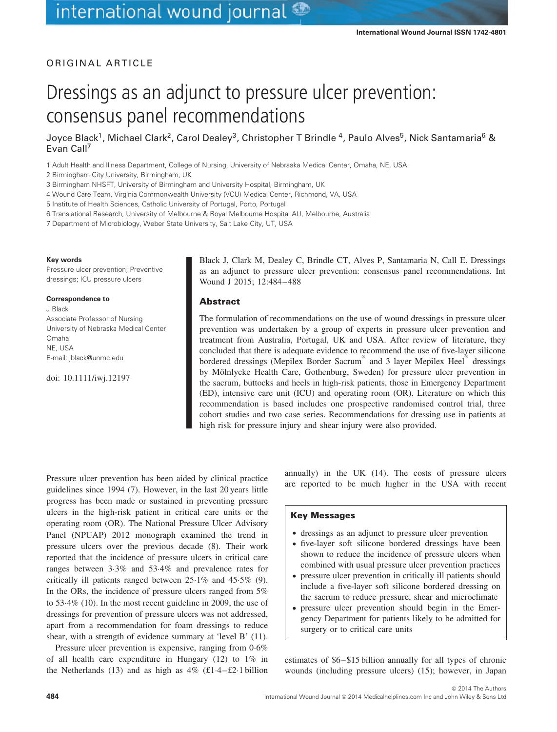ORIGINAL ARTICLE

# Dressings as an adjunct to pressure ulcer prevention: consensus panel recommendations

Joyce Black[1], Michael Clark[2], Carol Dealey[3], Christopher T Brindle [4], Paulo Alves[5], Nick Santamaria[6] & Evan Call[7]

1 Adult Health and Illness Department, College of Nursing, University of Nebraska Medical Center, Omaha, NE, USA
2 Birmingham City University, Birmingham, UK
3 Birmingham NHSFT, University of Birmingham and University Hospital, Birmingham, UK
4 Wound Care Team, Virginia Commonwealth University (VCU) Medical Center, Richmond, VA, USA
5 Institute of Health Sciences, Catholic University of Portugal, Porto, Portugal
6 Translational Research, University of Melbourne & Royal Melbourne Hospital AU, Melbourne, Australia
7 Department of Microbiology, Weber State University, Salt Lake City, UT, USA

**Key words**

Pressure ulcer prevention; Preventive dressings; ICU pressure ulcers

**Correspondence to**

J Black
Associate Professor of Nursing
University of Nebraska Medical Center
Omaha
NE, USA
E-mail: jblack@unmc.edu

doi: 10.1111/iwj.12197

Black J, Clark M, Dealey C, Brindle CT, Alves P, Santamaria N, Call E. Dressings as an adjunct to pressure ulcer prevention: consensus panel recommendations. Int Wound J 2015; 12:484–488

## Abstract

The formulation of recommendations on the use of wound dressings in pressure ulcer prevention was undertaken by a group of experts in pressure ulcer prevention and treatment from Australia, Portugal, UK and USA. After review of literature, they concluded that there is adequate evidence to recommend the use of five-layer silicone bordered dressings (Mepilex Border Sacrum® and 3 layer Mepilex Heel® dressings by Mölnlycke Health Care, Gothenburg, Sweden) for pressure ulcer prevention in the sacrum, buttocks and heels in high-risk patients, those in Emergency Department (ED), intensive care unit (ICU) and operating room (OR). Literature on which this recommendation is based includes one prospective randomised control trial, three cohort studies and two case series. Recommendations for dressing use in patients at high risk for pressure injury and shear injury were also provided.

Pressure ulcer prevention has been aided by clinical practice guidelines since 1994 (7). However, in the last 20 years little progress has been made or sustained in preventing pressure ulcers in the high-risk patient in critical care units or the operating room (OR). The National Pressure Ulcer Advisory Panel (NPUAP) 2012 monograph examined the trend in pressure ulcers over the previous decade (8). Their work reported that the incidence of pressure ulcers in critical care ranges between 3·3% and 53·4% and prevalence rates for critically ill patients ranged between 25·1% and 45·5% (9). In the ORs, the incidence of pressure ulcers ranged from 5% to 53·4% (10). In the most recent guideline in 2009, the use of dressings for prevention of pressure ulcers was not addressed, apart from a recommendation for foam dressings to reduce shear, with a strength of evidence summary at 'level B' (11).

Pressure ulcer prevention is expensive, ranging from 0·6% of all health care expenditure in Hungary (12) to 1% in the Netherlands (13) and as high as 4% (£1·4–£2·1 billion annually) in the UK (14). The costs of pressure ulcers are reported to be much higher in the USA with recent estimates of \$6–\$15 billion annually for all types of chronic wounds (including pressure ulcers) (15); however, in Japan

**Key Messages**

- dressings as an adjunct to pressure ulcer prevention
- five-layer soft silicone bordered dressings have been shown to reduce the incidence of pressure ulcers when combined with usual pressure ulcer prevention practices
- pressure ulcer prevention in critically ill patients should include a five-layer soft silicone bordered dressing on the sacrum to reduce pressure, shear and microclimate
- pressure ulcer prevention should begin in the Emergency Department for patients likely to be admitted for surgery or to critical care units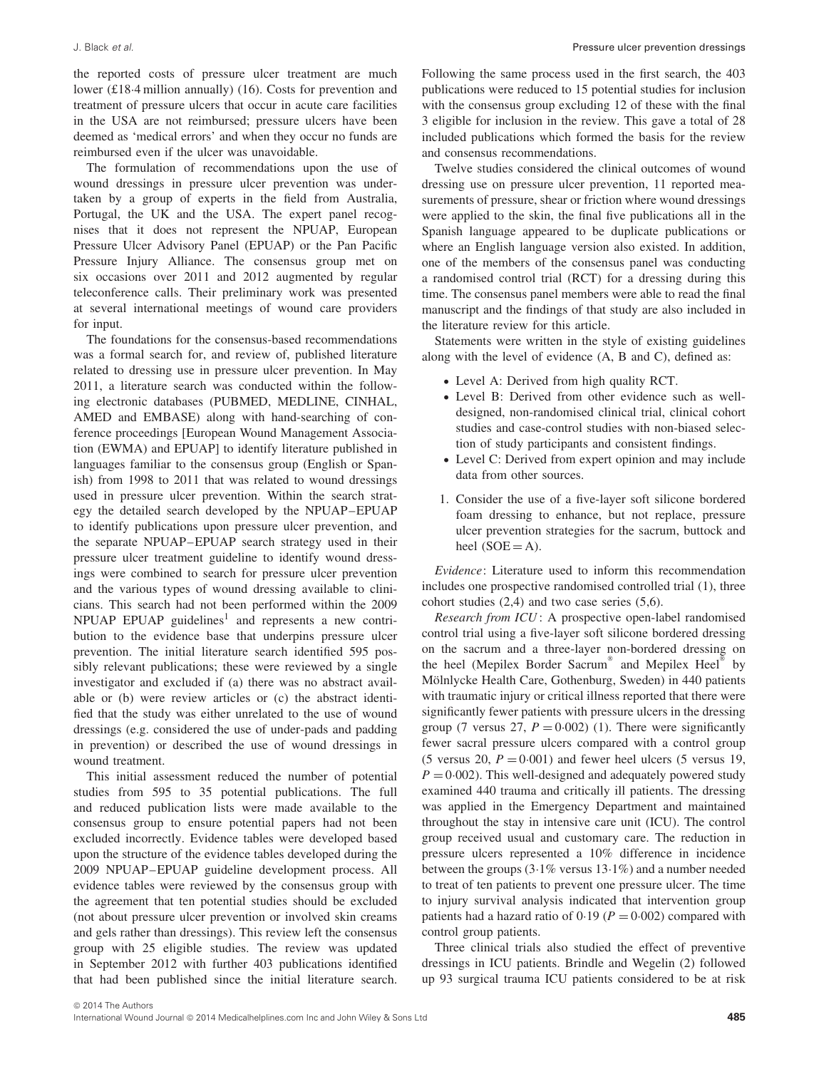the reported costs of pressure ulcer treatment are much lower (£18·4 million annually) (16). Costs for prevention and treatment of pressure ulcers that occur in acute care facilities in the USA are not reimbursed; pressure ulcers have been deemed as 'medical errors' and when they occur no funds are reimbursed even if the ulcer was unavoidable.

The formulation of recommendations upon the use of wound dressings in pressure ulcer prevention was undertaken by a group of experts in the field from Australia, Portugal, the UK and the USA. The expert panel recognises that it does not represent the NPUAP, European Pressure Ulcer Advisory Panel (EPUAP) or the Pan Pacific Pressure Injury Alliance. The consensus group met on six occasions over 2011 and 2012 augmented by regular teleconference calls. Their preliminary work was presented at several international meetings of wound care providers for input.

The foundations for the consensus-based recommendations was a formal search for, and review of, published literature related to dressing use in pressure ulcer prevention. In May 2011, a literature search was conducted within the following electronic databases (PUBMED, MEDLINE, CINHAL, AMED and EMBASE) along with hand-searching of conference proceedings [European Wound Management Association (EWMA) and EPUAP] to identify literature published in languages familiar to the consensus group (English or Spanish) from 1998 to 2011 that was related to wound dressings used in pressure ulcer prevention. Within the search strategy the detailed search developed by the NPUAP–EPUAP to identify publications upon pressure ulcer prevention, and the separate NPUAP–EPUAP search strategy used in their pressure ulcer treatment guideline to identify wound dressings were combined to search for pressure ulcer prevention and the various types of wound dressing available to clinicians. This search had not been performed within the 2009 NPUAP EPUAP guidelines[1] and represents a new contribution to the evidence base that underpins pressure ulcer prevention. The initial literature search identified 595 possibly relevant publications; these were reviewed by a single investigator and excluded if (a) there was no abstract available or (b) were review articles or (c) the abstract identified that the study was either unrelated to the use of wound dressings (e.g. considered the use of under-pads and padding in prevention) or described the use of wound dressings in wound treatment.

This initial assessment reduced the number of potential studies from 595 to 35 potential publications. The full and reduced publication lists were made available to the consensus group to ensure potential papers had not been excluded incorrectly. Evidence tables were developed based upon the structure of the evidence tables developed during the 2009 NPUAP–EPUAP guideline development process. All evidence tables were reviewed by the consensus group with the agreement that ten potential studies should be excluded (not about pressure ulcer prevention or involved skin creams and gels rather than dressings). This review left the consensus group with 25 eligible studies. The review was updated in September 2012 with further 403 publications identified that had been published since the initial literature search. Following the same process used in the first search, the 403 publications were reduced to 15 potential studies for inclusion with the consensus group excluding 12 of these with the final 3 eligible for inclusion in the review. This gave a total of 28 included publications which formed the basis for the review and consensus recommendations.

Twelve studies considered the clinical outcomes of wound dressing use on pressure ulcer prevention, 11 reported measurements of pressure, shear or friction where wound dressings were applied to the skin, the final five publications all in the Spanish language appeared to be duplicate publications or where an English language version also existed. In addition, one of the members of the consensus panel was conducting a randomised control trial (RCT) for a dressing during this time. The consensus panel members were able to read the final manuscript and the findings of that study are also included in the literature review for this article.

Statements were written in the style of existing guidelines along with the level of evidence (A, B and C), defined as:

- Level A: Derived from high quality RCT.
- Level B: Derived from other evidence such as well-designed, non-randomised clinical trial, clinical cohort studies and case-control studies with non-biased selection of study participants and consistent findings.
- Level C: Derived from expert opinion and may include data from other sources.

1. Consider the use of a five-layer soft silicone bordered foam dressing to enhance, but not replace, pressure ulcer prevention strategies for the sacrum, buttock and heel (SOE = A).

*Evidence*: Literature used to inform this recommendation includes one prospective randomised controlled trial (1), three cohort studies (2,4) and two case series (5,6).

*Research from ICU*: A prospective open-label randomised control trial using a five-layer soft silicone bordered dressing on the sacrum and a three-layer non-bordered dressing on the heel (Mepilex Border Sacrum® and Mepilex Heel® by Mölnlycke Health Care, Gothenburg, Sweden) in 440 patients with traumatic injury or critical illness reported that there were significantly fewer patients with pressure ulcers in the dressing group (7 versus 27, $P = 0{\cdot}002$) (1). There were significantly fewer sacral pressure ulcers compared with a control group (5 versus 20, $P = 0{\cdot}001$) and fewer heel ulcers (5 versus 19, $P = 0{\cdot}002$). This well-designed and adequately powered study examined 440 trauma and critically ill patients. The dressing was applied in the Emergency Department and maintained throughout the stay in intensive care unit (ICU). The control group received usual and customary care. The reduction in pressure ulcers represented a 10% difference in incidence between the groups (3·1% versus 13·1%) and a number needed to treat of ten patients to prevent one pressure ulcer. The time to injury survival analysis indicated that intervention group patients had a hazard ratio of 0·19 ($P = 0{\cdot}002$) compared with control group patients.

Three clinical trials also studied the effect of preventive dressings in ICU patients. Brindle and Wegelin (2) followed up 93 surgical trauma ICU patients considered to be at risk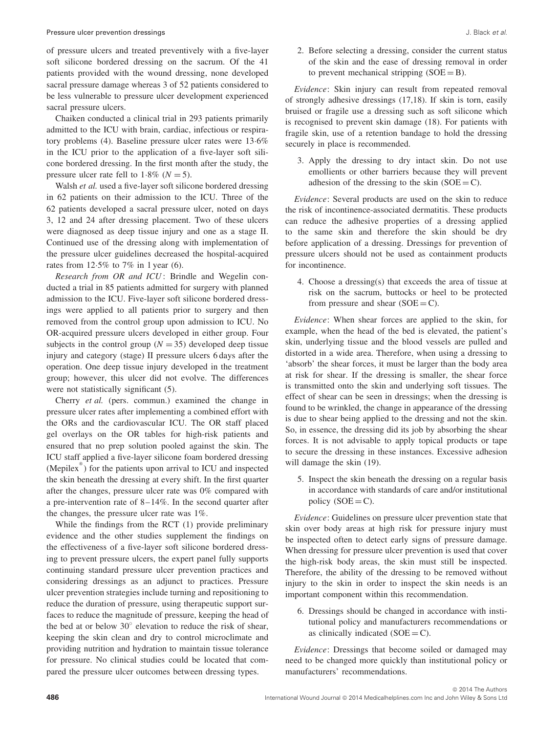of pressure ulcers and treated preventively with a five-layer soft silicone bordered dressing on the sacrum. Of the 41 patients provided with the wound dressing, none developed sacral pressure damage whereas 3 of 52 patients considered to be less vulnerable to pressure ulcer development experienced sacral pressure ulcers.

Chaiken conducted a clinical trial in 293 patients primarily admitted to the ICU with brain, cardiac, infectious or respiratory problems (4). Baseline pressure ulcer rates were 13·6% in the ICU prior to the application of a five-layer soft silicone bordered dressing. In the first month after the study, the pressure ulcer rate fell to 1·8% ($N = 5$).

Walsh *et al.* used a five-layer soft silicone bordered dressing in 62 patients on their admission to the ICU. Three of the 62 patients developed a sacral pressure ulcer, noted on days 3, 12 and 24 after dressing placement. Two of these ulcers were diagnosed as deep tissue injury and one as a stage II. Continued use of the dressing along with implementation of the pressure ulcer guidelines decreased the hospital-acquired rates from 12·5% to 7% in 1 year (6).

*Research from OR and ICU*: Brindle and Wegelin conducted a trial in 85 patients admitted for surgery with planned admission to the ICU. Five-layer soft silicone bordered dressings were applied to all patients prior to surgery and then removed from the control group upon admission to ICU. No OR-acquired pressure ulcers developed in either group. Four subjects in the control group ($N = 35$) developed deep tissue injury and category (stage) II pressure ulcers 6 days after the operation. One deep tissue injury developed in the treatment group; however, this ulcer did not evolve. The differences were not statistically significant (5).

Cherry *et al.* (pers. commun.) examined the change in pressure ulcer rates after implementing a combined effort with the ORs and the cardiovascular ICU. The OR staff placed gel overlays on the OR tables for high-risk patients and ensured that no prep solution pooled against the skin. The ICU staff applied a five-layer silicone foam bordered dressing (Mepilex®) for the patients upon arrival to ICU and inspected the skin beneath the dressing at every shift. In the first quarter after the changes, pressure ulcer rate was 0% compared with a pre-intervention rate of 8–14%. In the second quarter after the changes, the pressure ulcer rate was 1%.

While the findings from the RCT (1) provide preliminary evidence and the other studies supplement the findings on the effectiveness of a five-layer soft silicone bordered dressing to prevent pressure ulcers, the expert panel fully supports continuing standard pressure ulcer prevention practices and considering dressings as an adjunct to practices. Pressure ulcer prevention strategies include turning and repositioning to reduce the duration of pressure, using therapeutic support surfaces to reduce the magnitude of pressure, keeping the head of the bed at or below 30° elevation to reduce the risk of shear, keeping the skin clean and dry to control microclimate and providing nutrition and hydration to maintain tissue tolerance for pressure. No clinical studies could be located that compared the pressure ulcer outcomes between dressing types.

2. Before selecting a dressing, consider the current status of the skin and the ease of dressing removal in order to prevent mechanical stripping (SOE = B).

*Evidence*: Skin injury can result from repeated removal of strongly adhesive dressings (17,18). If skin is torn, easily bruised or fragile use a dressing such as soft silicone which is recognised to prevent skin damage (18). For patients with fragile skin, use of a retention bandage to hold the dressing securely in place is recommended.

3. Apply the dressing to dry intact skin. Do not use emollients or other barriers because they will prevent adhesion of the dressing to the skin (SOE = C).

*Evidence*: Several products are used on the skin to reduce the risk of incontinence-associated dermatitis. These products can reduce the adhesive properties of a dressing applied to the same skin and therefore the skin should be dry before application of a dressing. Dressings for prevention of pressure ulcers should not be used as containment products for incontinence.

4. Choose a dressing(s) that exceeds the area of tissue at risk on the sacrum, buttocks or heel to be protected from pressure and shear (SOE = C).

*Evidence*: When shear forces are applied to the skin, for example, when the head of the bed is elevated, the patient's skin, underlying tissue and the blood vessels are pulled and distorted in a wide area. Therefore, when using a dressing to 'absorb' the shear forces, it must be larger than the body area at risk for shear. If the dressing is smaller, the shear force is transmitted onto the skin and underlying soft tissues. The effect of shear can be seen in dressings; when the dressing is found to be wrinkled, the change in appearance of the dressing is due to shear being applied to the dressing and not the skin. So, in essence, the dressing did its job by absorbing the shear forces. It is not advisable to apply topical products or tape to secure the dressing in these instances. Excessive adhesion will damage the skin (19).

5. Inspect the skin beneath the dressing on a regular basis in accordance with standards of care and/or institutional policy (SOE = C).

*Evidence*: Guidelines on pressure ulcer prevention state that skin over body areas at high risk for pressure injury must be inspected often to detect early signs of pressure damage. When dressing for pressure ulcer prevention is used that cover the high-risk body areas, the skin must still be inspected. Therefore, the ability of the dressing to be removed without injury to the skin in order to inspect the skin needs is an important component within this recommendation.

6. Dressings should be changed in accordance with institutional policy and manufacturers recommendations or as clinically indicated (SOE = C).

*Evidence*: Dressings that become soiled or damaged may need to be changed more quickly than institutional policy or manufacturers' recommendations.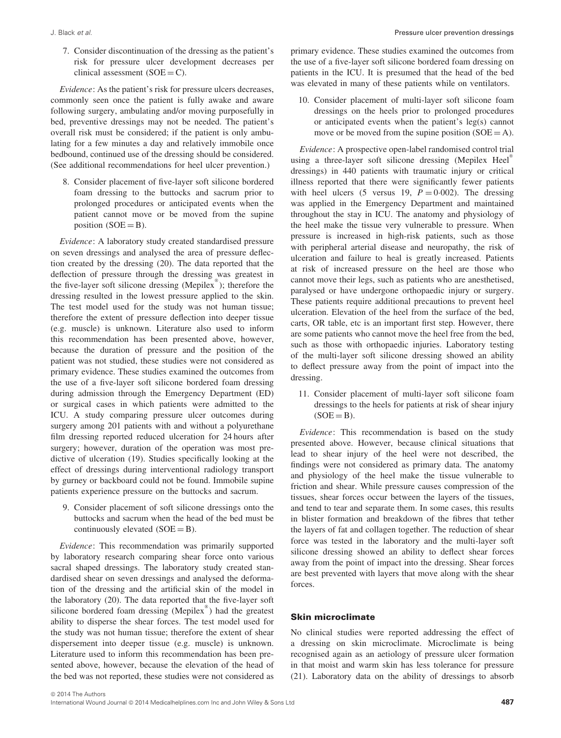7. Consider discontinuation of the dressing as the patient's risk for pressure ulcer development decreases per clinical assessment (SOE = C).

*Evidence*: As the patient's risk for pressure ulcers decreases, commonly seen once the patient is fully awake and aware following surgery, ambulating and/or moving purposefully in bed, preventive dressings may not be needed. The patient's overall risk must be considered; if the patient is only ambulating for a few minutes a day and relatively immobile once bedbound, continued use of the dressing should be considered. (See additional recommendations for heel ulcer prevention.)

8. Consider placement of five-layer soft silicone bordered foam dressing to the buttocks and sacrum prior to prolonged procedures or anticipated events when the patient cannot move or be moved from the supine position (SOE = B).

*Evidence*: A laboratory study created standardised pressure on seven dressings and analysed the area of pressure deflection created by the dressing (20). The data reported that the deflection of pressure through the dressing was greatest in the five-layer soft silicone dressing (Mepilex®); therefore the dressing resulted in the lowest pressure applied to the skin. The test model used for the study was not human tissue; therefore the extent of pressure deflection into deeper tissue (e.g. muscle) is unknown. Literature also used to inform this recommendation has been presented above, however, because the duration of pressure and the position of the patient was not studied, these studies were not considered as primary evidence. These studies examined the outcomes from the use of a five-layer soft silicone bordered foam dressing during admission through the Emergency Department (ED) or surgical cases in which patients were admitted to the ICU. A study comparing pressure ulcer outcomes during surgery among 201 patients with and without a polyurethane film dressing reported reduced ulceration for 24 hours after surgery; however, duration of the operation was most predictive of ulceration (19). Studies specifically looking at the effect of dressings during interventional radiology transport by gurney or backboard could not be found. Immobile supine patients experience pressure on the buttocks and sacrum.

9. Consider placement of soft silicone dressings onto the buttocks and sacrum when the head of the bed must be continuously elevated (SOE = B).

*Evidence*: This recommendation was primarily supported by laboratory research comparing shear force onto various sacral shaped dressings. The laboratory study created standardised shear on seven dressings and analysed the deformation of the dressing and the artificial skin of the model in the laboratory (20). The data reported that the five-layer soft silicone bordered foam dressing (Mepilex®) had the greatest ability to disperse the shear forces. The test model used for the study was not human tissue; therefore the extent of shear dispersement into deeper tissue (e.g. muscle) is unknown. Literature used to inform this recommendation has been presented above, however, because the elevation of the head of the bed was not reported, these studies were not considered as primary evidence. These studies examined the outcomes from the use of a five-layer soft silicone bordered foam dressing on patients in the ICU. It is presumed that the head of the bed was elevated in many of these patients while on ventilators.

10. Consider placement of multi-layer soft silicone foam dressings on the heels prior to prolonged procedures or anticipated events when the patient's leg(s) cannot move or be moved from the supine position (SOE = A).

*Evidence*: A prospective open-label randomised control trial using a three-layer soft silicone dressing (Mepilex Heel® dressings) in 440 patients with traumatic injury or critical illness reported that there were significantly fewer patients with heel ulcers (5 versus 19, $P = 0{\cdot}002$). The dressing was applied in the Emergency Department and maintained throughout the stay in ICU. The anatomy and physiology of the heel make the tissue very vulnerable to pressure. When pressure is increased in high-risk patients, such as those with peripheral arterial disease and neuropathy, the risk of ulceration and failure to heal is greatly increased. Patients at risk of increased pressure on the heel are those who cannot move their legs, such as patients who are anesthetised, paralysed or have undergone orthopaedic injury or surgery. These patients require additional precautions to prevent heel ulceration. Elevation of the heel from the surface of the bed, carts, OR table, etc is an important first step. However, there are some patients who cannot move the heel free from the bed, such as those with orthopaedic injuries. Laboratory testing of the multi-layer soft silicone dressing showed an ability to deflect pressure away from the point of impact into the dressing.

11. Consider placement of multi-layer soft silicone foam dressings to the heels for patients at risk of shear injury (SOE = B).

*Evidence*: This recommendation is based on the study presented above. However, because clinical situations that lead to shear injury of the heel were not described, the findings were not considered as primary data. The anatomy and physiology of the heel make the tissue vulnerable to friction and shear. While pressure causes compression of the tissues, shear forces occur between the layers of the tissues, and tend to tear and separate them. In some cases, this results in blister formation and breakdown of the fibres that tether the layers of fat and collagen together. The reduction of shear force was tested in the laboratory and the multi-layer soft silicone dressing showed an ability to deflect shear forces away from the point of impact into the dressing. Shear forces are best prevented with layers that move along with the shear forces.

## Skin microclimate

No clinical studies were reported addressing the effect of a dressing on skin microclimate. Microclimate is being recognised again as an aetiology of pressure ulcer formation in that moist and warm skin has less tolerance for pressure (21). Laboratory data on the ability of dressings to absorb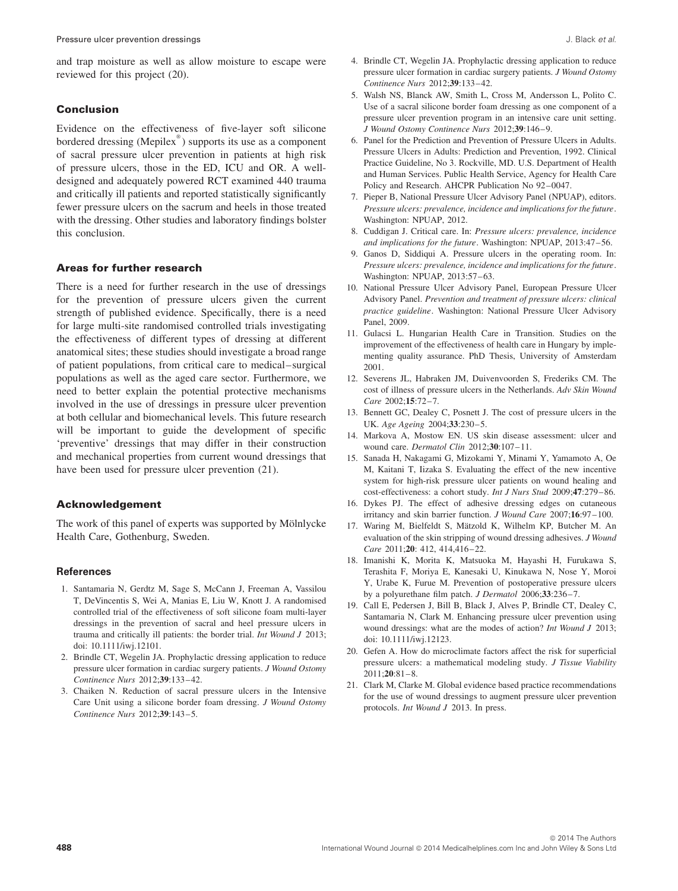and trap moisture as well as allow moisture to escape were reviewed for this project (20).

## Conclusion

Evidence on the effectiveness of five-layer soft silicone bordered dressing (Mepilex®) supports its use as a component of sacral pressure ulcer prevention in patients at high risk of pressure ulcers, those in the ED, ICU and OR. A well-designed and adequately powered RCT examined 440 trauma and critically ill patients and reported statistically significantly fewer pressure ulcers on the sacrum and heels in those treated with the dressing. Other studies and laboratory findings bolster this conclusion.

## Areas for further research

There is a need for further research in the use of dressings for the prevention of pressure ulcers given the current strength of published evidence. Specifically, there is a need for large multi-site randomised controlled trials investigating the effectiveness of different types of dressing at different anatomical sites; these studies should investigate a broad range of patient populations, from critical care to medical–surgical populations as well as the aged care sector. Furthermore, we need to better explain the potential protective mechanisms involved in the use of dressings in pressure ulcer prevention at both cellular and biomechanical levels. This future research will be important to guide the development of specific 'preventive' dressings that may differ in their construction and mechanical properties from current wound dressings that have been used for pressure ulcer prevention (21).

## Acknowledgement

The work of this panel of experts was supported by Mölnlycke Health Care, Gothenburg, Sweden.

## References

1. Santamaria N, Gerdtz M, Sage S, McCann J, Freeman A, Vassilou T, DeVincentis S, Wei A, Manias E, Liu W, Knott J. A randomised controlled trial of the effectiveness of soft silicone foam multi-layer dressings in the prevention of sacral and heel pressure ulcers in trauma and critically ill patients: the border trial. *Int Wound J* 2013; doi: 10.1111/iwj.12101.
2. Brindle CT, Wegelin JA. Prophylactic dressing application to reduce pressure ulcer formation in cardiac surgery patients. *J Wound Ostomy Continence Nurs* 2012;**39**:133–42.
3. Chaiken N. Reduction of sacral pressure ulcers in the Intensive Care Unit using a silicone border foam dressing. *J Wound Ostomy Continence Nurs* 2012;**39**:143–5.
4. Brindle CT, Wegelin JA. Prophylactic dressing application to reduce pressure ulcer formation in cardiac surgery patients. *J Wound Ostomy Continence Nurs* 2012;**39**:133–42.
5. Walsh NS, Blanck AW, Smith L, Cross M, Andersson L, Polito C. Use of a sacral silicone border foam dressing as one component of a pressure ulcer prevention program in an intensive care unit setting. *J Wound Ostomy Continence Nurs* 2012;**39**:146–9.
6. Panel for the Prediction and Prevention of Pressure Ulcers in Adults. Pressure Ulcers in Adults: Prediction and Prevention, 1992. Clinical Practice Guideline, No 3. Rockville, MD. U.S. Department of Health and Human Services. Public Health Service, Agency for Health Care Policy and Research. AHCPR Publication No 92–0047.
7. Pieper B, National Pressure Ulcer Advisory Panel (NPUAP), editors. *Pressure ulcers: prevalence, incidence and implications for the future*. Washington: NPUAP, 2012.
8. Cuddigan J. Critical care. In: *Pressure ulcers: prevalence, incidence and implications for the future*. Washington: NPUAP, 2013:47–56.
9. Ganos D, Siddiqui A. Pressure ulcers in the operating room. In: *Pressure ulcers: prevalence, incidence and implications for the future*. Washington: NPUAP, 2013:57–63.
10. National Pressure Ulcer Advisory Panel, European Pressure Ulcer Advisory Panel. *Prevention and treatment of pressure ulcers: clinical practice guideline*. Washington: National Pressure Ulcer Advisory Panel, 2009.
11. Gulacsi L. Hungarian Health Care in Transition. Studies on the improvement of the effectiveness of health care in Hungary by implementing quality assurance. PhD Thesis, University of Amsterdam 2001.
12. Severens JL, Habraken JM, Duivenvoorden S, Frederiks CM. The cost of illness of pressure ulcers in the Netherlands. *Adv Skin Wound Care* 2002;**15**:72–7.
13. Bennett GC, Dealey C, Posnett J. The cost of pressure ulcers in the UK. *Age Ageing* 2004;**33**:230–5.
14. Markova A, Mostow EN. US skin disease assessment: ulcer and wound care. *Dermatol Clin* 2012;**30**:107–11.
15. Sanada H, Nakagami G, Mizokami Y, Minami Y, Yamamoto A, Oe M, Kaitani T, Iizaka S. Evaluating the effect of the new incentive system for high-risk pressure ulcer patients on wound healing and cost-effectiveness: a cohort study. *Int J Nurs Stud* 2009;**47**:279–86.
16. Dykes PJ. The effect of adhesive dressing edges on cutaneous irritancy and skin barrier function. *J Wound Care* 2007;**16**:97–100.
17. Waring M, Bielfeldt S, Mätzold K, Wilhelm KP, Butcher M. An evaluation of the skin stripping of wound dressing adhesives. *J Wound Care* 2011;**20**: 412, 414,416–22.
18. Imanishi K, Morita K, Matsuoka M, Hayashi H, Furukawa S, Terashita F, Moriya E, Kanesaki U, Kinukawa N, Nose Y, Moroi Y, Urabe K, Furue M. Prevention of postoperative pressure ulcers by a polyurethane film patch. *J Dermatol* 2006;**33**:236–7.
19. Call E, Pedersen J, Bill B, Black J, Alves P, Brindle CT, Dealey C, Santamaria N, Clark M. Enhancing pressure ulcer prevention using wound dressings: what are the modes of action? *Int Wound J* 2013; doi: 10.1111/iwj.12123.
20. Gefen A. How do microclimate factors affect the risk for superficial pressure ulcers: a mathematical modeling study. *J Tissue Viability* 2011;**20**:81–8.
21. Clark M, Clarke M. Global evidence based practice recommendations for the use of wound dressings to augment pressure ulcer prevention protocols. *Int Wound J* 2013. In press.